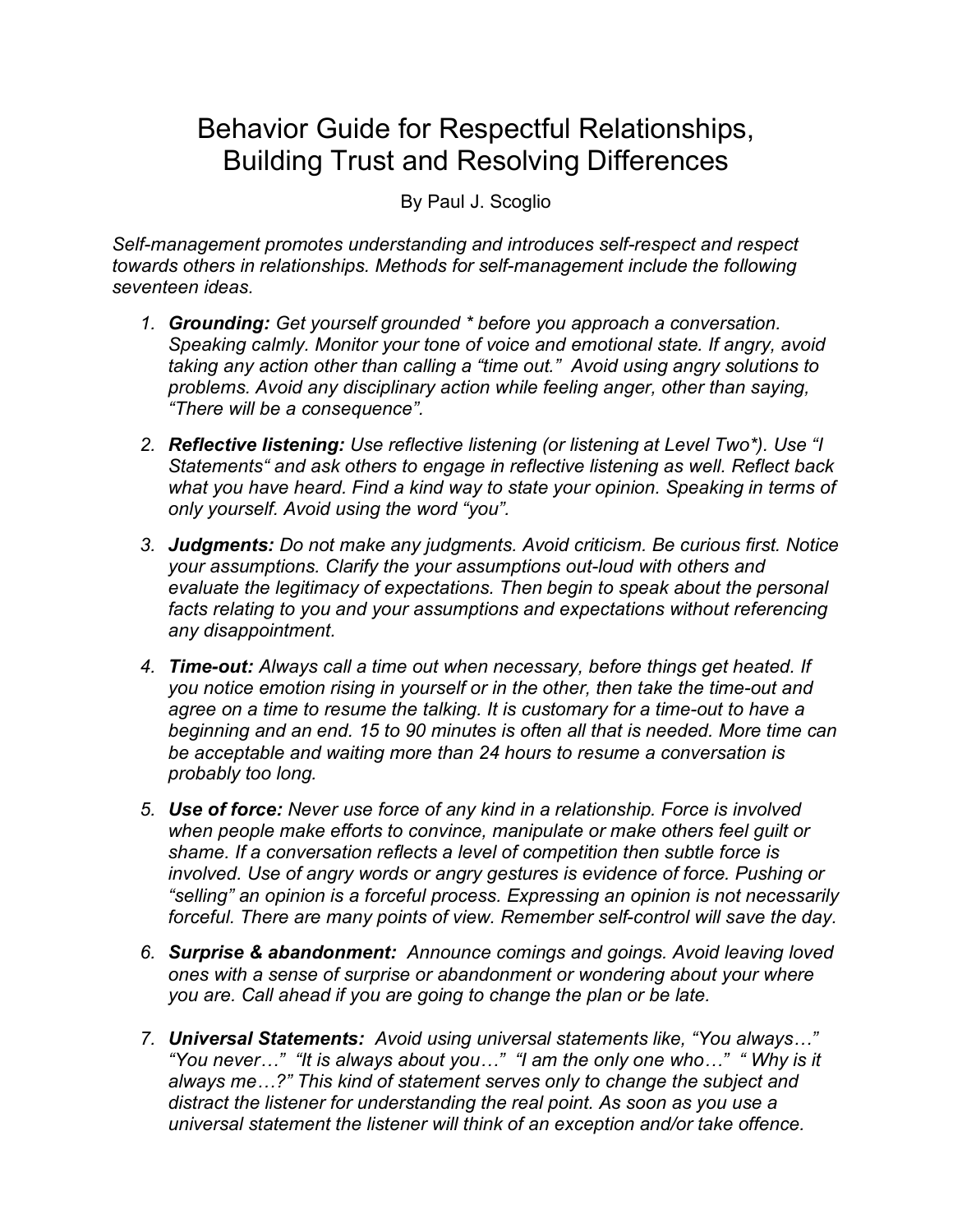# Behavior Guide for Respectful Relationships, Building Trust and Resolving Differences

By Paul J. Scoglio

*Self-management promotes understanding and introduces self-respect and respect towards others in relationships. Methods for self-management include the following seventeen ideas.*

1. ***Grounding:*** *Get yourself grounded * before you approach a conversation. Speaking calmly. Monitor your tone of voice and emotional state. If angry, avoid taking any action other than calling a "time out." Avoid using angry solutions to problems. Avoid any disciplinary action while feeling anger, other than saying, "There will be a consequence".*

2. ***Reflective listening:*** *Use reflective listening (or listening at Level Two*). Use "I Statements" and ask others to engage in reflective listening as well. Reflect back what you have heard. Find a kind way to state your opinion. Speaking in terms of only yourself. Avoid using the word "you".*

3. ***Judgments:*** *Do not make any judgments. Avoid criticism. Be curious first. Notice your assumptions. Clarify the your assumptions out-loud with others and evaluate the legitimacy of expectations. Then begin to speak about the personal facts relating to you and your assumptions and expectations without referencing any disappointment.*

4. ***Time-out:*** *Always call a time out when necessary, before things get heated. If you notice emotion rising in yourself or in the other, then take the time-out and agree on a time to resume the talking. It is customary for a time-out to have a beginning and an end. 15 to 90 minutes is often all that is needed. More time can be acceptable and waiting more than 24 hours to resume a conversation is probably too long.*

5. ***Use of force:*** *Never use force of any kind in a relationship. Force is involved when people make efforts to convince, manipulate or make others feel guilt or shame. If a conversation reflects a level of competition then subtle force is involved. Use of angry words or angry gestures is evidence of force. Pushing or "selling" an opinion is a forceful process. Expressing an opinion is not necessarily forceful. There are many points of view. Remember self-control will save the day.*

6. ***Surprise & abandonment:*** *Announce comings and goings. Avoid leaving loved ones with a sense of surprise or abandonment or wondering about your where you are. Call ahead if you are going to change the plan or be late.*

7. ***Universal Statements:*** *Avoid using universal statements like, "You always…" "You never…" "It is always about you…" "I am the only one who…" " Why is it always me…?" This kind of statement serves only to change the subject and distract the listener for understanding the real point. As soon as you use a universal statement the listener will think of an exception and/or take offence.*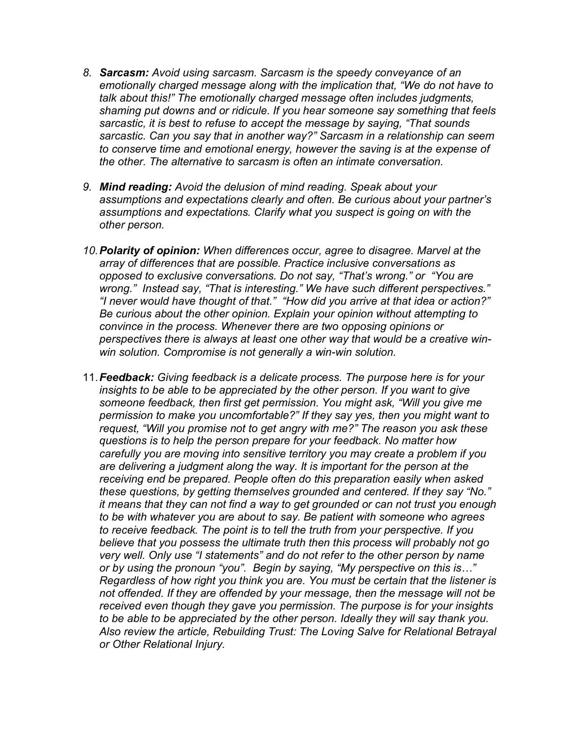8. ***Sarcasm:*** *Avoid using sarcasm. Sarcasm is the speedy conveyance of an emotionally charged message along with the implication that, "We do not have to talk about this!" The emotionally charged message often includes judgments, shaming put downs and or ridicule. If you hear someone say something that feels sarcastic, it is best to refuse to accept the message by saying, "That sounds sarcastic. Can you say that in another way?" Sarcasm in a relationship can seem to conserve time and emotional energy, however the saving is at the expense of the other. The alternative to sarcasm is often an intimate conversation.*

9. ***Mind reading:*** *Avoid the delusion of mind reading. Speak about your assumptions and expectations clearly and often. Be curious about your partner's assumptions and expectations. Clarify what you suspect is going on with the other person.*

10. ***Polarity of opinion:*** *When differences occur, agree to disagree. Marvel at the array of differences that are possible. Practice inclusive conversations as opposed to exclusive conversations. Do not say, "That's wrong." or "You are wrong." Instead say, "That is interesting." We have such different perspectives." "I never would have thought of that." "How did you arrive at that idea or action?" Be curious about the other opinion. Explain your opinion without attempting to convince in the process. Whenever there are two opposing opinions or perspectives there is always at least one other way that would be a creative win-win solution. Compromise is not generally a win-win solution.*

11. ***Feedback:*** *Giving feedback is a delicate process. The purpose here is for your insights to be able to be appreciated by the other person. If you want to give someone feedback, then first get permission. You might ask, "Will you give me permission to make you uncomfortable?" If they say yes, then you might want to request, "Will you promise not to get angry with me?" The reason you ask these questions is to help the person prepare for your feedback. No matter how carefully you are moving into sensitive territory you may create a problem if you are delivering a judgment along the way. It is important for the person at the receiving end be prepared. People often do this preparation easily when asked these questions, by getting themselves grounded and centered. If they say "No." it means that they can not find a way to get grounded or can not trust you enough to be with whatever you are about to say. Be patient with someone who agrees to receive feedback. The point is to tell the truth from your perspective. If you believe that you possess the ultimate truth then this process will probably not go very well. Only use "I statements" and do not refer to the other person by name or by using the pronoun "you". Begin by saying, "My perspective on this is…" Regardless of how right you think you are. You must be certain that the listener is not offended. If they are offended by your message, then the message will not be received even though they gave you permission. The purpose is for your insights to be able to be appreciated by the other person. Ideally they will say thank you. Also review the article, Rebuilding Trust: The Loving Salve for Relational Betrayal or Other Relational Injury.*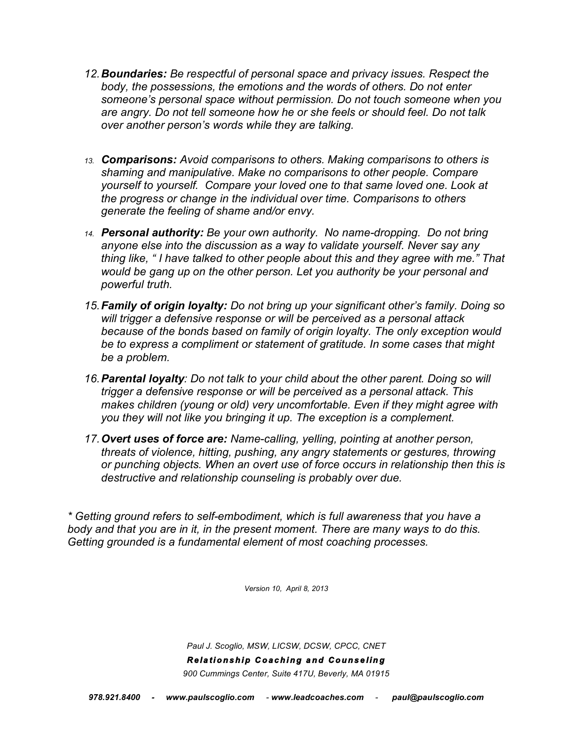12. ***Boundaries:*** *Be respectful of personal space and privacy issues. Respect the body, the possessions, the emotions and the words of others. Do not enter someone's personal space without permission. Do not touch someone when you are angry. Do not tell someone how he or she feels or should feel. Do not talk over another person's words while they are talking.*

13. ***Comparisons:*** *Avoid comparisons to others. Making comparisons to others is shaming and manipulative. Make no comparisons to other people. Compare yourself to yourself. Compare your loved one to that same loved one. Look at the progress or change in the individual over time. Comparisons to others generate the feeling of shame and/or envy.*

14. ***Personal authority:*** *Be your own authority. No name-dropping. Do not bring anyone else into the discussion as a way to validate yourself. Never say any thing like, " I have talked to other people about this and they agree with me." That would be gang up on the other person. Let you authority be your personal and powerful truth.*

15. ***Family of origin loyalty:*** *Do not bring up your significant other's family. Doing so will trigger a defensive response or will be perceived as a personal attack because of the bonds based on family of origin loyalty. The only exception would be to express a compliment or statement of gratitude. In some cases that might be a problem.*

16. ***Parental loyalty****: Do not talk to your child about the other parent. Doing so will trigger a defensive response or will be perceived as a personal attack. This makes children (young or old) very uncomfortable. Even if they might agree with you they will not like you bringing it up. The exception is a complement.*

17. ***Overt uses of force are:*** *Name-calling, yelling, pointing at another person, threats of violence, hitting, pushing, any angry statements or gestures, throwing or punching objects. When an overt use of force occurs in relationship then this is destructive and relationship counseling is probably over due.*

*\* Getting ground refers to self-embodiment, which is full awareness that you have a body and that you are in it, in the present moment. There are many ways to do this. Getting grounded is a fundamental element of most coaching processes.*

*Version 10, April 8, 2013*

*Paul J. Scoglio, MSW, LICSW, DCSW, CPCC, CNET*

***Relationship Coaching and Counseling***

*900 Cummings Center, Suite 417U, Beverly, MA 01915*

***978.921.8400 - www.paulscoglio.com - www.leadcoaches.com - paul@paulscoglio.com***